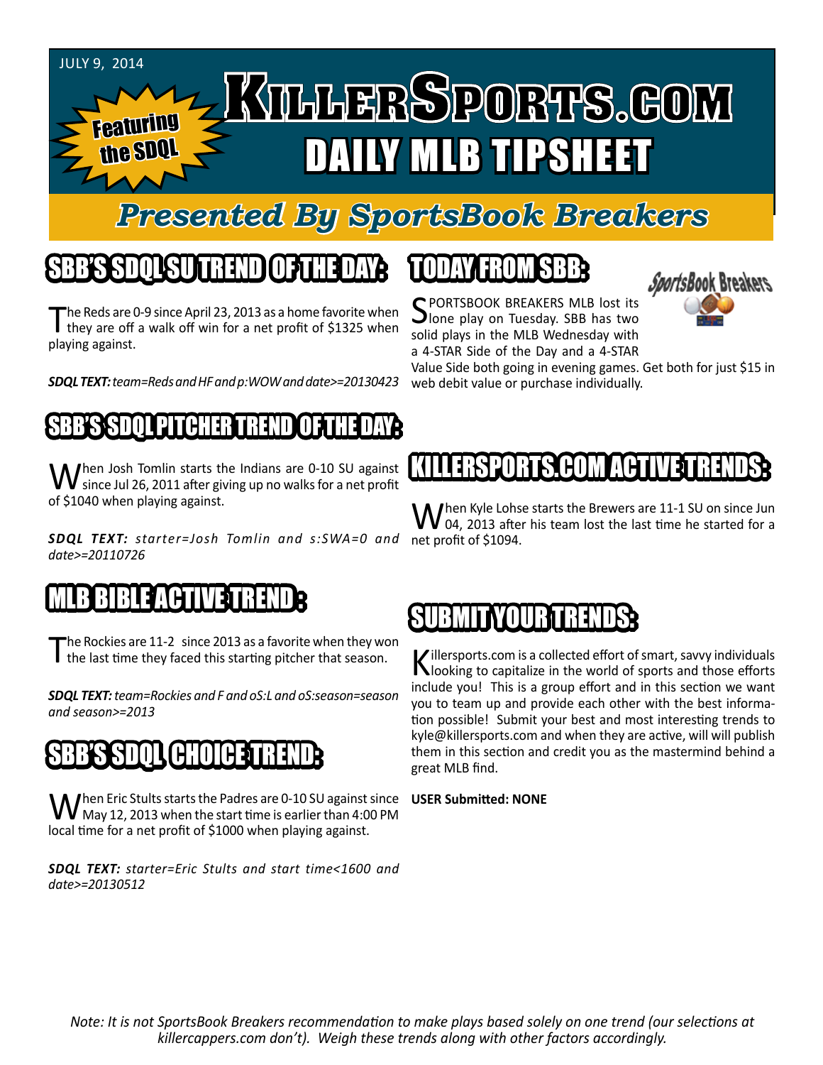JULY 9, 2014

Featuring the SDQL

# KILLERSPORTS.COM
# DAILY MLB TIPSHEET

## Presented By SportsBook Breakers

## SBB'S SDQL SU TREND OF THE DAY:

The Reds are 0-9 since April 23, 2013 as a home favorite when they are off a walk off win for a net profit of $1325 when playing against.

***SDQL TEXT:** team=Reds and HF and p:WOW and date>=20130423*

## SBB'S SDQL PITCHER TREND OF THE DAY:

When Josh Tomlin starts the Indians are 0-10 SU against since Jul 26, 2011 after giving up no walks for a net profit of $1040 when playing against.

***SDQL TEXT:** starter=Josh Tomlin and s:SWA=0 and date>=20110726*

## MLB BIBLE ACTIVE TREND :

The Rockies are 11-2 since 2013 as a favorite when they won the last time they faced this starting pitcher that season.

***SDQL TEXT:** team=Rockies and F and oS:L and oS:season=season and season>=2013*

## SBB'S SDQL CHOICE TREND:

When Eric Stults starts the Padres are 0-10 SU against since May 12, 2013 when the start time is earlier than 4:00 PM local time for a net profit of $1000 when playing against.

***SDQL TEXT:** starter=Eric Stults and start time<1600 and date>=20130512*

## TODAY FROM SBB:

SPORTSBOOK BREAKERS MLB lost its lone play on Tuesday. SBB has two solid plays in the MLB Wednesday with a 4-STAR Side of the Day and a 4-STAR Value Side both going in evening games. Get both for just $15 in web debit value or purchase individually.

## KILLERSPORTS.COM ACTIVE TRENDS:

When Kyle Lohse starts the Brewers are 11-1 SU on since Jun 04, 2013 after his team lost the last time he started for a net profit of $1094.

## SUBMIT YOUR TRENDS:

Killersports.com is a collected effort of smart, savvy individuals looking to capitalize in the world of sports and those efforts include you! This is a group effort and in this section we want you to team up and provide each other with the best information possible! Submit your best and most interesting trends to kyle@killersports.com and when they are active, will will publish them in this section and credit you as the mastermind behind a great MLB find.

**USER Submitted: NONE**

*Note: It is not SportsBook Breakers recommendation to make plays based solely on one trend (our selections at killercappers.com don't). Weigh these trends along with other factors accordingly.*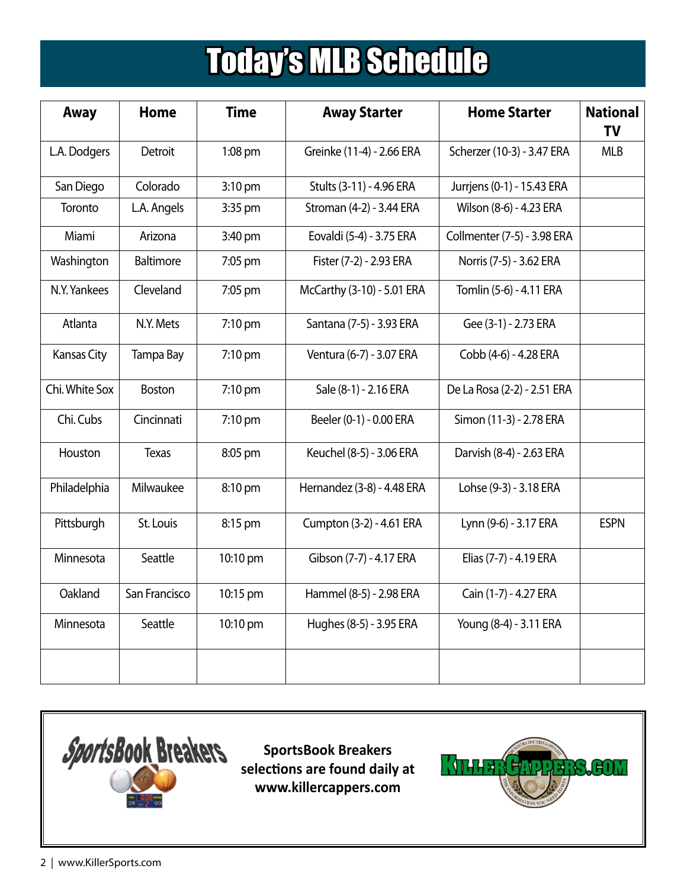# Today's MLB Schedule

| Away | Home | Time | Away Starter | Home Starter | National TV |
|---|---|---|---|---|---|
| L.A. Dodgers | Detroit | 1:08 pm | Greinke (11-4) - 2.66 ERA | Scherzer (10-3) - 3.47 ERA | MLB |
| San Diego | Colorado | 3:10 pm | Stults (3-11) - 4.96 ERA | Jurrjens (0-1) - 15.43 ERA | |
| Toronto | L.A. Angels | 3:35 pm | Stroman (4-2) - 3.44 ERA | Wilson (8-6) - 4.23 ERA | |
| Miami | Arizona | 3:40 pm | Eovaldi (5-4) - 3.75 ERA | Collmenter (7-5) - 3.98 ERA | |
| Washington | Baltimore | 7:05 pm | Fister (7-2) - 2.93 ERA | Norris (7-5) - 3.62 ERA | |
| N.Y. Yankees | Cleveland | 7:05 pm | McCarthy (3-10) - 5.01 ERA | Tomlin (5-6) - 4.11 ERA | |
| Atlanta | N.Y. Mets | 7:10 pm | Santana (7-5) - 3.93 ERA | Gee (3-1) - 2.73 ERA | |
| Kansas City | Tampa Bay | 7:10 pm | Ventura (6-7) - 3.07 ERA | Cobb (4-6) - 4.28 ERA | |
| Chi. White Sox | Boston | 7:10 pm | Sale (8-1) - 2.16 ERA | De La Rosa (2-2) - 2.51 ERA | |
| Chi. Cubs | Cincinnati | 7:10 pm | Beeler (0-1) - 0.00 ERA | Simon (11-3) - 2.78 ERA | |
| Houston | Texas | 8:05 pm | Keuchel (8-5) - 3.06 ERA | Darvish (8-4) - 2.63 ERA | |
| Philadelphia | Milwaukee | 8:10 pm | Hernandez (3-8) - 4.48 ERA | Lohse (9-3) - 3.18 ERA | |
| Pittsburgh | St. Louis | 8:15 pm | Cumpton (3-2) - 4.61 ERA | Lynn (9-6) - 3.17 ERA | ESPN |
| Minnesota | Seattle | 10:10 pm | Gibson (7-7) - 4.17 ERA | Elias (7-7) - 4.19 ERA | |
| Oakland | San Francisco | 10:15 pm | Hammel (8-5) - 2.98 ERA | Cain (1-7) - 4.27 ERA | |
| Minnesota | Seattle | 10:10 pm | Hughes (8-5) - 3.95 ERA | Young (8-4) - 3.11 ERA | |
| | | | | | |

SportsBook Breakers

**SportsBook Breakers selections are found daily at www.killercappers.com**

KILLERCAPPERS.COM